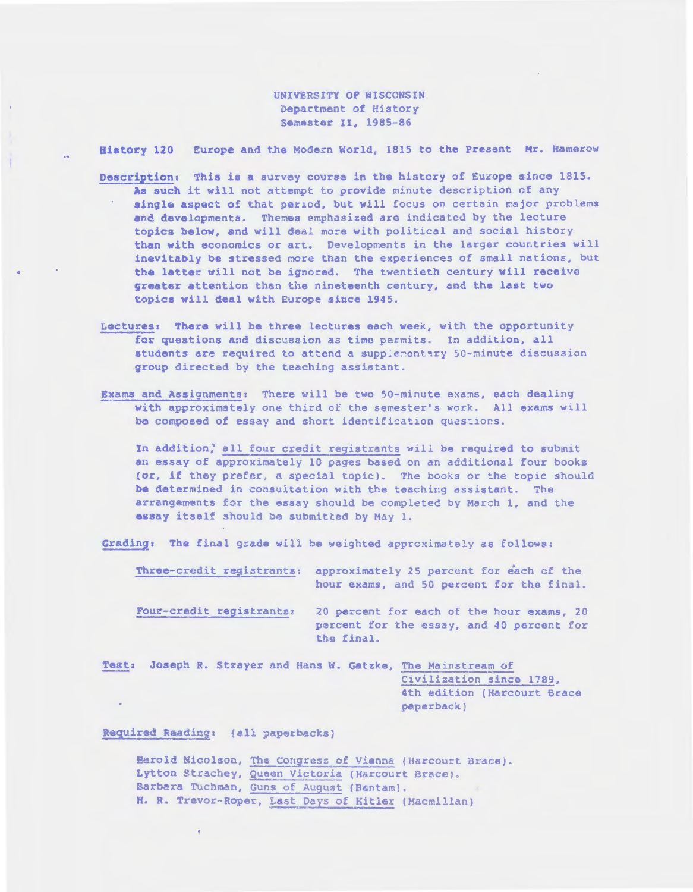UNIVERSITY OF WISCONSIN
Department of History
Semester II, 1985-86

**History 120** Europe and the Modern World, 1815 to the Present Mr. Hamerow

**Description:** This is a survey course in the history of Europe since 1815. As such it will not attempt to provide minute description of any single aspect of that period, but will focus on certain major problems and developments. Themes emphasized are indicated by the lecture topics below, and will deal more with political and social history than with economics or art. Developments in the larger countries will inevitably be stressed more than the experiences of small nations, but the latter will not be ignored. The twentieth century will receive greater attention than the nineteenth century, and the last two topics will deal with Europe since 1945.

**Lectures:** There will be three lectures each week, with the opportunity for questions and discussion as time permits. In addition, all students are required to attend a supplementary 50-minute discussion group directed by the teaching assistant.

**Exams and Assignments:** There will be two 50-minute exams, each dealing with approximately one third of the semester's work. All exams will be composed of essay and short identification questions.

In addition, all four credit registrants will be required to submit an essay of approximately 10 pages based on an additional four books (or, if they prefer, a special topic). The books or the topic should be determined in consultation with the teaching assistant. The arrangements for the essay should be completed by March 1, and the essay itself should be submitted by May 1.

**Grading:** The final grade will be weighted approximately as follows:

Three-credit registrants: approximately 25 percent for each of the hour exams, and 50 percent for the final.

Four-credit registrants: 20 percent for each of the hour exams, 20 percent for the essay, and 40 percent for the final.

**Text:** Joseph R. Strayer and Hans W. Gatzke, The Mainstream of Civilization since 1789, 4th edition (Harcourt Brace paperback)

**Required Reading:** (all paperbacks)

Harold Nicolson, The Congress of Vienna (Harcourt Brace).
Lytton Strachey, Queen Victoria (Harcourt Brace).
Barbara Tuchman, Guns of August (Bantam).
H. R. Trevor-Roper, Last Days of Hitler (Macmillan)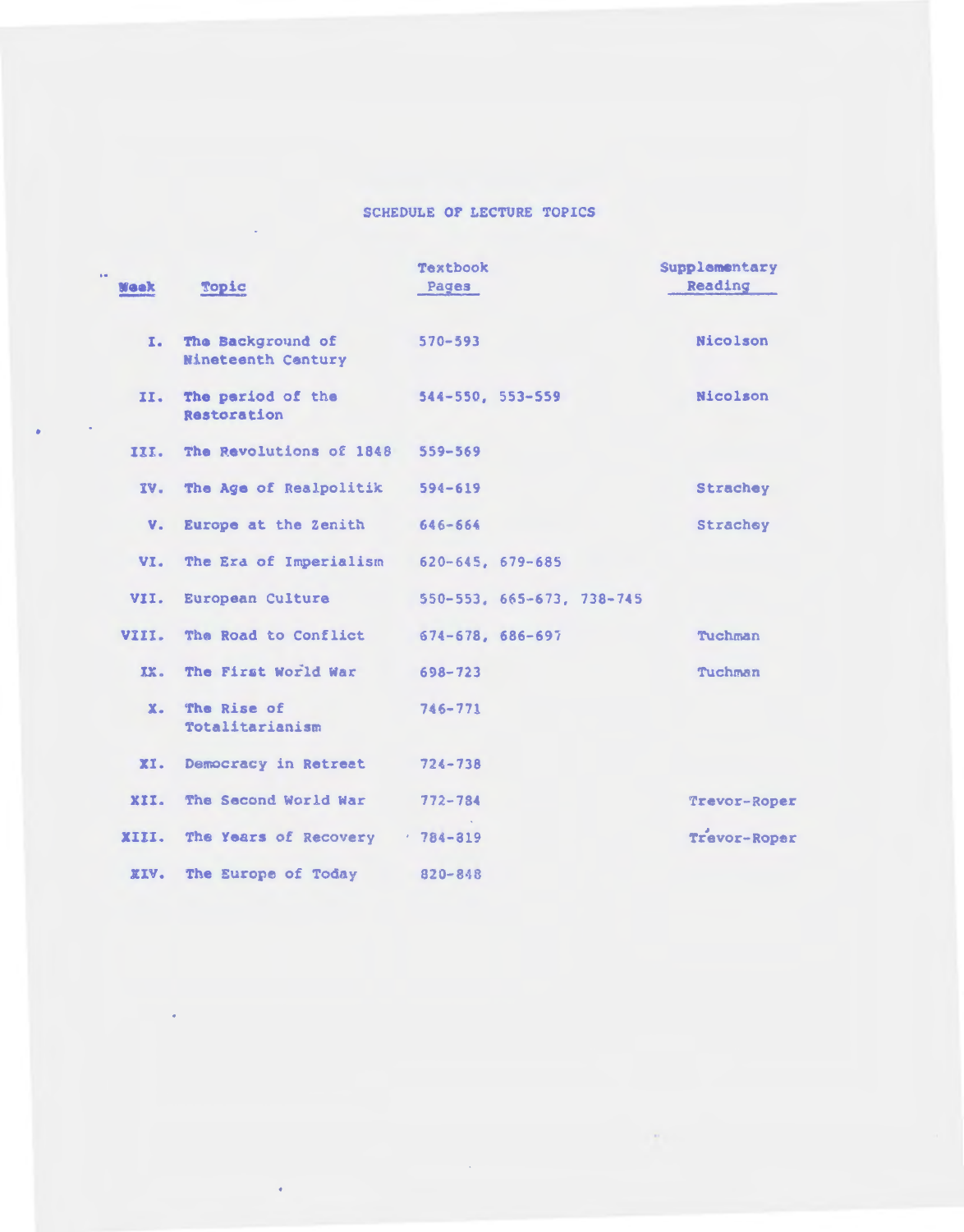# SCHEDULE OF LECTURE TOPICS

| Week | Topic | Textbook Pages | Supplementary Reading |
|---|---|---|---|
| I. | The Background of Nineteenth Century | 570-593 | Nicolson |
| II. | The period of the Restoration | 544-550, 553-559 | Nicolson |
| III. | The Revolutions of 1848 | 559-569 | |
| IV. | The Age of Realpolitik | 594-619 | Strachey |
| V. | Europe at the Zenith | 646-664 | Strachey |
| VI. | The Era of Imperialism | 620-645, 679-685 | |
| VII. | European Culture | 550-553, 665-673, 738-745 | |
| VIII. | The Road to Conflict | 674-678, 686-697 | Tuchman |
| IX. | The First World War | 698-723 | Tuchman |
| X. | The Rise of Totalitarianism | 746-771 | |
| XI. | Democracy in Retreat | 724-738 | |
| XII. | The Second World War | 772-784 | Trevor-Roper |
| XIII. | The Years of Recovery | 784-819 | Trevor-Roper |
| XIV. | The Europe of Today | 820-848 | |